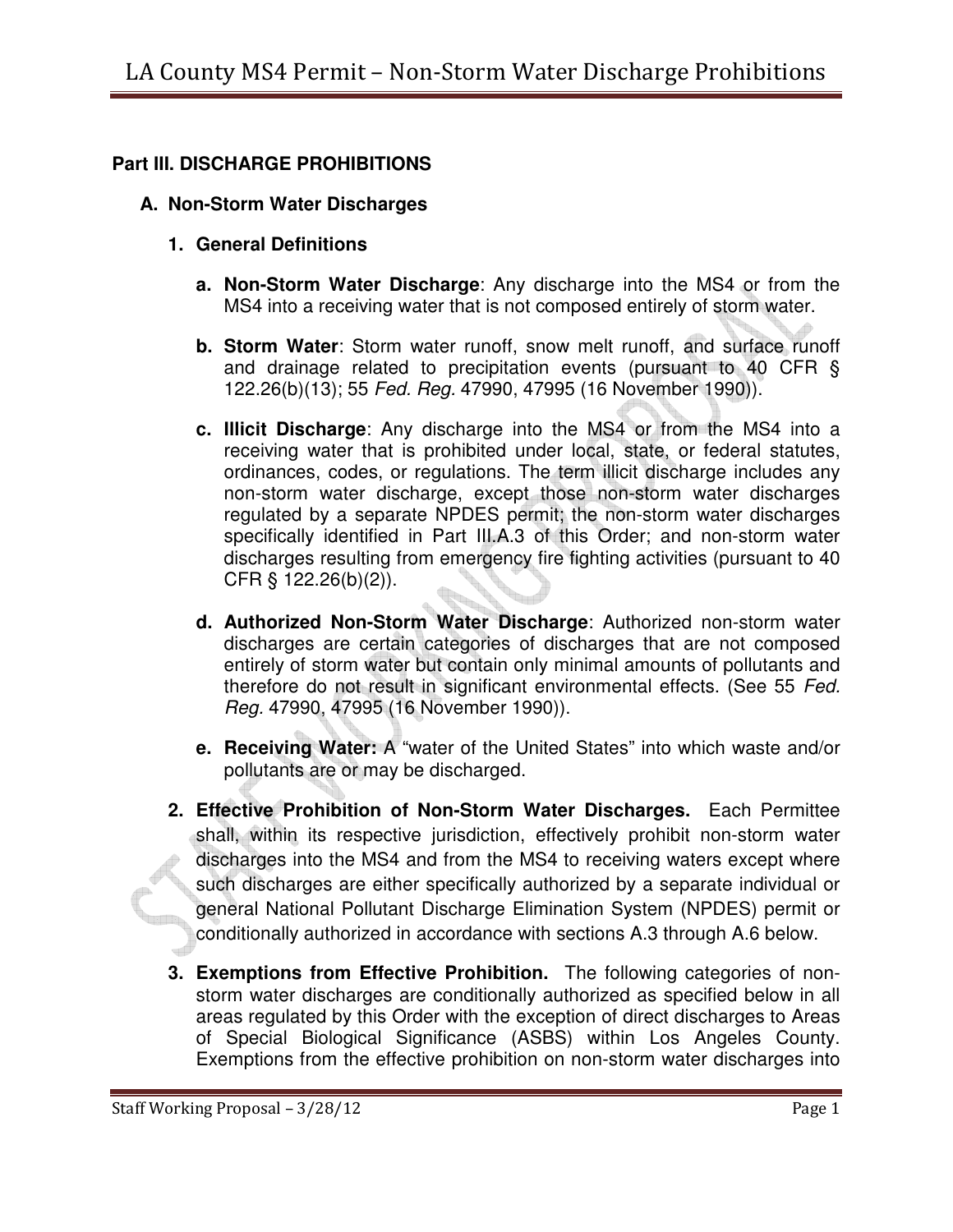## Part III. DISCHARGE PROHIBITIONS

### A. Non-Storm Water Discharges

#### 1. General Definitions

a. **Non-Storm Water Discharge**: Any discharge into the MS4 or from the MS4 into a receiving water that is not composed entirely of storm water.

b. **Storm Water**: Storm water runoff, snow melt runoff, and surface runoff and drainage related to precipitation events (pursuant to 40 CFR § 122.26(b)(13); 55 *Fed. Reg.* 47990, 47995 (16 November 1990)).

c. **Illicit Discharge**: Any discharge into the MS4 or from the MS4 into a receiving water that is prohibited under local, state, or federal statutes, ordinances, codes, or regulations. The term illicit discharge includes any non-storm water discharge, except those non-storm water discharges regulated by a separate NPDES permit; the non-storm water discharges specifically identified in Part III.A.3 of this Order; and non-storm water discharges resulting from emergency fire fighting activities (pursuant to 40 CFR § 122.26(b)(2)).

d. **Authorized Non-Storm Water Discharge**: Authorized non-storm water discharges are certain categories of discharges that are not composed entirely of storm water but contain only minimal amounts of pollutants and therefore do not result in significant environmental effects. (See 55 *Fed. Reg.* 47990, 47995 (16 November 1990)).

e. **Receiving Water:** A "water of the United States" into which waste and/or pollutants are or may be discharged.

2. **Effective Prohibition of Non-Storm Water Discharges.** Each Permittee shall, within its respective jurisdiction, effectively prohibit non-storm water discharges into the MS4 and from the MS4 to receiving waters except where such discharges are either specifically authorized by a separate individual or general National Pollutant Discharge Elimination System (NPDES) permit or conditionally authorized in accordance with sections A.3 through A.6 below.

3. **Exemptions from Effective Prohibition.** The following categories of non-storm water discharges are conditionally authorized as specified below in all areas regulated by this Order with the exception of direct discharges to Areas of Special Biological Significance (ASBS) within Los Angeles County. Exemptions from the effective prohibition on non-storm water discharges into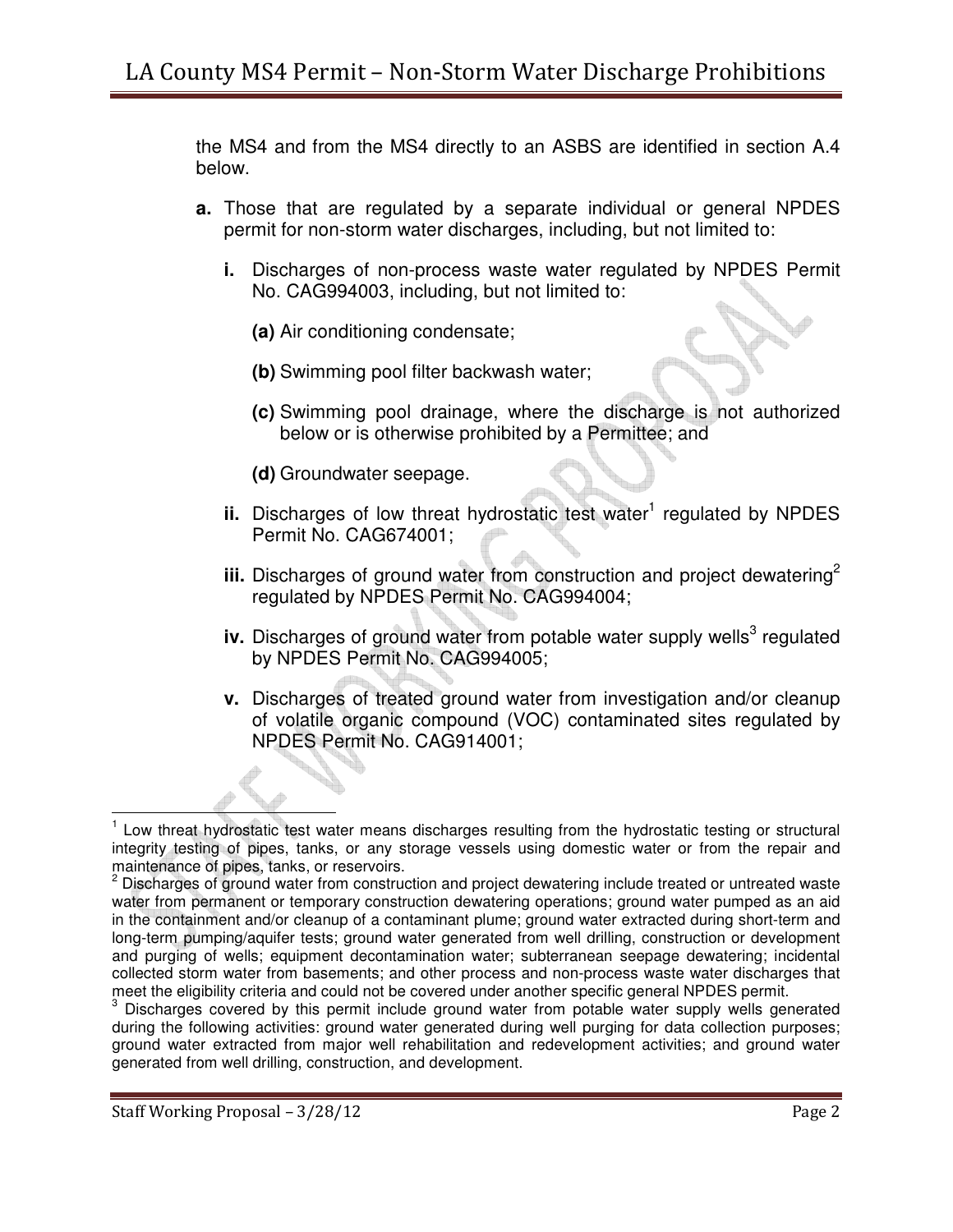the MS4 and from the MS4 directly to an ASBS are identified in section A.4 below.

**a.** Those that are regulated by a separate individual or general NPDES permit for non-storm water discharges, including, but not limited to:

- **i.** Discharges of non-process waste water regulated by NPDES Permit No. CAG994003, including, but not limited to:
  - **(a)** Air conditioning condensate;
  - **(b)** Swimming pool filter backwash water;
  - **(c)** Swimming pool drainage, where the discharge is not authorized below or is otherwise prohibited by a Permittee; and
  - **(d)** Groundwater seepage.
- **ii.** Discharges of low threat hydrostatic test water[1] regulated by NPDES Permit No. CAG674001;
- **iii.** Discharges of ground water from construction and project dewatering[2] regulated by NPDES Permit No. CAG994004;
- **iv.** Discharges of ground water from potable water supply wells[3] regulated by NPDES Permit No. CAG994005;
- **v.** Discharges of treated ground water from investigation and/or cleanup of volatile organic compound (VOC) contaminated sites regulated by NPDES Permit No. CAG914001;

---

[1] Low threat hydrostatic test water means discharges resulting from the hydrostatic testing or structural integrity testing of pipes, tanks, or any storage vessels using domestic water or from the repair and maintenance of pipes, tanks, or reservoirs.

[2] Discharges of ground water from construction and project dewatering include treated or untreated waste water from permanent or temporary construction dewatering operations; ground water pumped as an aid in the containment and/or cleanup of a contaminant plume; ground water extracted during short-term and long-term pumping/aquifer tests; ground water generated from well drilling, construction or development and purging of wells; equipment decontamination water; subterranean seepage dewatering; incidental collected storm water from basements; and other process and non-process waste water discharges that meet the eligibility criteria and could not be covered under another specific general NPDES permit.

[3] Discharges covered by this permit include ground water from potable water supply wells generated during the following activities: ground water generated during well purging for data collection purposes; ground water extracted from major well rehabilitation and redevelopment activities; and ground water generated from well drilling, construction, and development.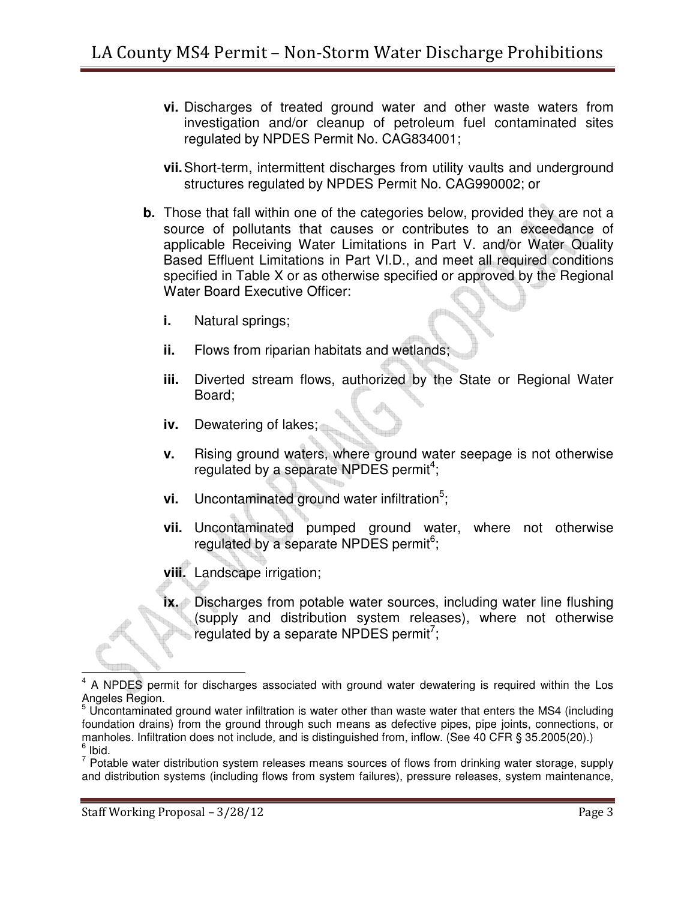- **vi.** Discharges of treated ground water and other waste waters from investigation and/or cleanup of petroleum fuel contaminated sites regulated by NPDES Permit No. CAG834001;
- **vii.** Short-term, intermittent discharges from utility vaults and underground structures regulated by NPDES Permit No. CAG990002; or

**b.** Those that fall within one of the categories below, provided they are not a source of pollutants that causes or contributes to an exceedance of applicable Receiving Water Limitations in Part V. and/or Water Quality Based Effluent Limitations in Part VI.D., and meet all required conditions specified in Table X or as otherwise specified or approved by the Regional Water Board Executive Officer:

- **i.** Natural springs;
- **ii.** Flows from riparian habitats and wetlands;
- **iii.** Diverted stream flows, authorized by the State or Regional Water Board;
- **iv.** Dewatering of lakes;
- **v.** Rising ground waters, where ground water seepage is not otherwise regulated by a separate NPDES permit[4];
- **vi.** Uncontaminated ground water infiltration[5];
- **vii.** Uncontaminated pumped ground water, where not otherwise regulated by a separate NPDES permit[6];
- **viii.** Landscape irrigation;
- **ix.** Discharges from potable water sources, including water line flushing (supply and distribution system releases), where not otherwise regulated by a separate NPDES permit[7];

---

[4] A NPDES permit for discharges associated with ground water dewatering is required within the Los Angeles Region.

[5] Uncontaminated ground water infiltration is water other than waste water that enters the MS4 (including foundation drains) from the ground through such means as defective pipes, pipe joints, connections, or manholes. Infiltration does not include, and is distinguished from, inflow. (See 40 CFR § 35.2005(20).)

[6] Ibid.

[7] Potable water distribution system releases means sources of flows from drinking water storage, supply and distribution systems (including flows from system failures), pressure releases, system maintenance,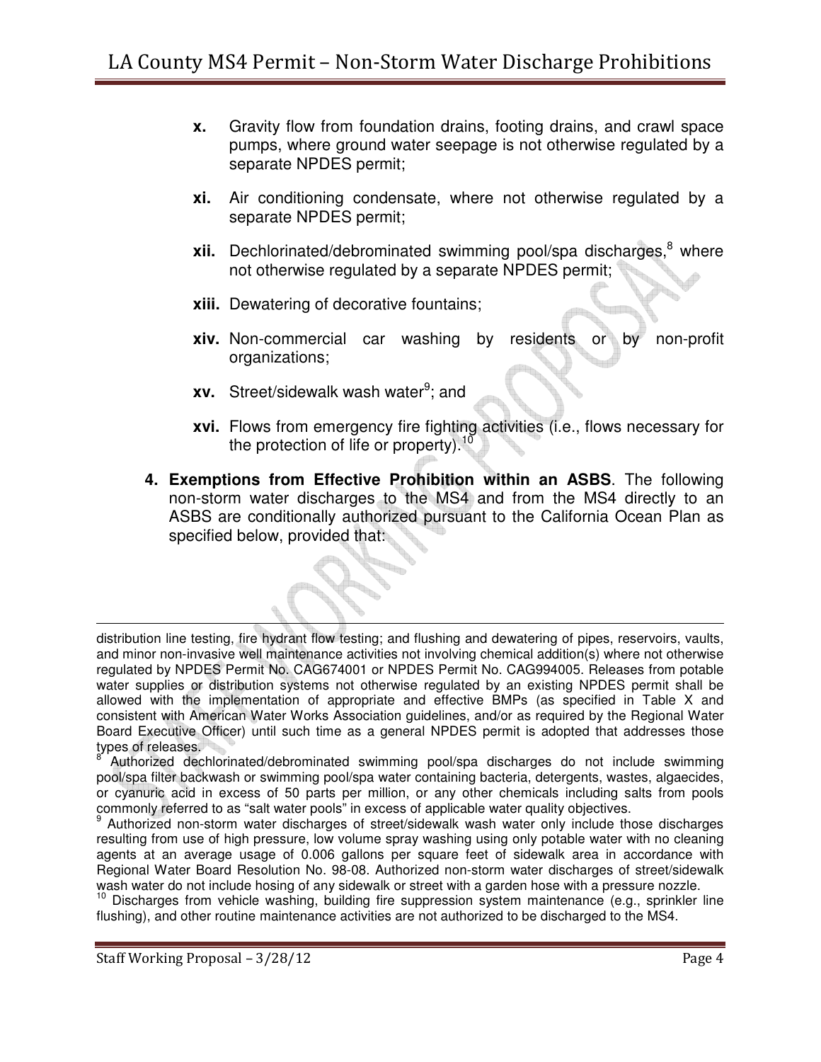- **x.** Gravity flow from foundation drains, footing drains, and crawl space pumps, where ground water seepage is not otherwise regulated by a separate NPDES permit;
- **xi.** Air conditioning condensate, where not otherwise regulated by a separate NPDES permit;
- **xii.** Dechlorinated/debrominated swimming pool/spa discharges,[8] where not otherwise regulated by a separate NPDES permit;
- **xiii.** Dewatering of decorative fountains;
- **xiv.** Non-commercial car washing by residents or by non-profit organizations;
- **xv.** Street/sidewalk wash water[9]; and
- **xvi.** Flows from emergency fire fighting activities (i.e., flows necessary for the protection of life or property).[10]

**4. Exemptions from Effective Prohibition within an ASBS**. The following non-storm water discharges to the MS4 and from the MS4 directly to an ASBS are conditionally authorized pursuant to the California Ocean Plan as specified below, provided that:

---

distribution line testing, fire hydrant flow testing; and flushing and dewatering of pipes, reservoirs, vaults, and minor non-invasive well maintenance activities not involving chemical addition(s) where not otherwise regulated by NPDES Permit No. CAG674001 or NPDES Permit No. CAG994005. Releases from potable water supplies or distribution systems not otherwise regulated by an existing NPDES permit shall be allowed with the implementation of appropriate and effective BMPs (as specified in Table X and consistent with American Water Works Association guidelines, and/or as required by the Regional Water Board Executive Officer) until such time as a general NPDES permit is adopted that addresses those types of releases.

[8] Authorized dechlorinated/debrominated swimming pool/spa discharges do not include swimming pool/spa filter backwash or swimming pool/spa water containing bacteria, detergents, wastes, algaecides, or cyanuric acid in excess of 50 parts per million, or any other chemicals including salts from pools commonly referred to as "salt water pools" in excess of applicable water quality objectives.

[9] Authorized non-storm water discharges of street/sidewalk wash water only include those discharges resulting from use of high pressure, low volume spray washing using only potable water with no cleaning agents at an average usage of 0.006 gallons per square feet of sidewalk area in accordance with Regional Water Board Resolution No. 98-08. Authorized non-storm water discharges of street/sidewalk wash water do not include hosing of any sidewalk or street with a garden hose with a pressure nozzle.

[10] Discharges from vehicle washing, building fire suppression system maintenance (e.g., sprinkler line flushing), and other routine maintenance activities are not authorized to be discharged to the MS4.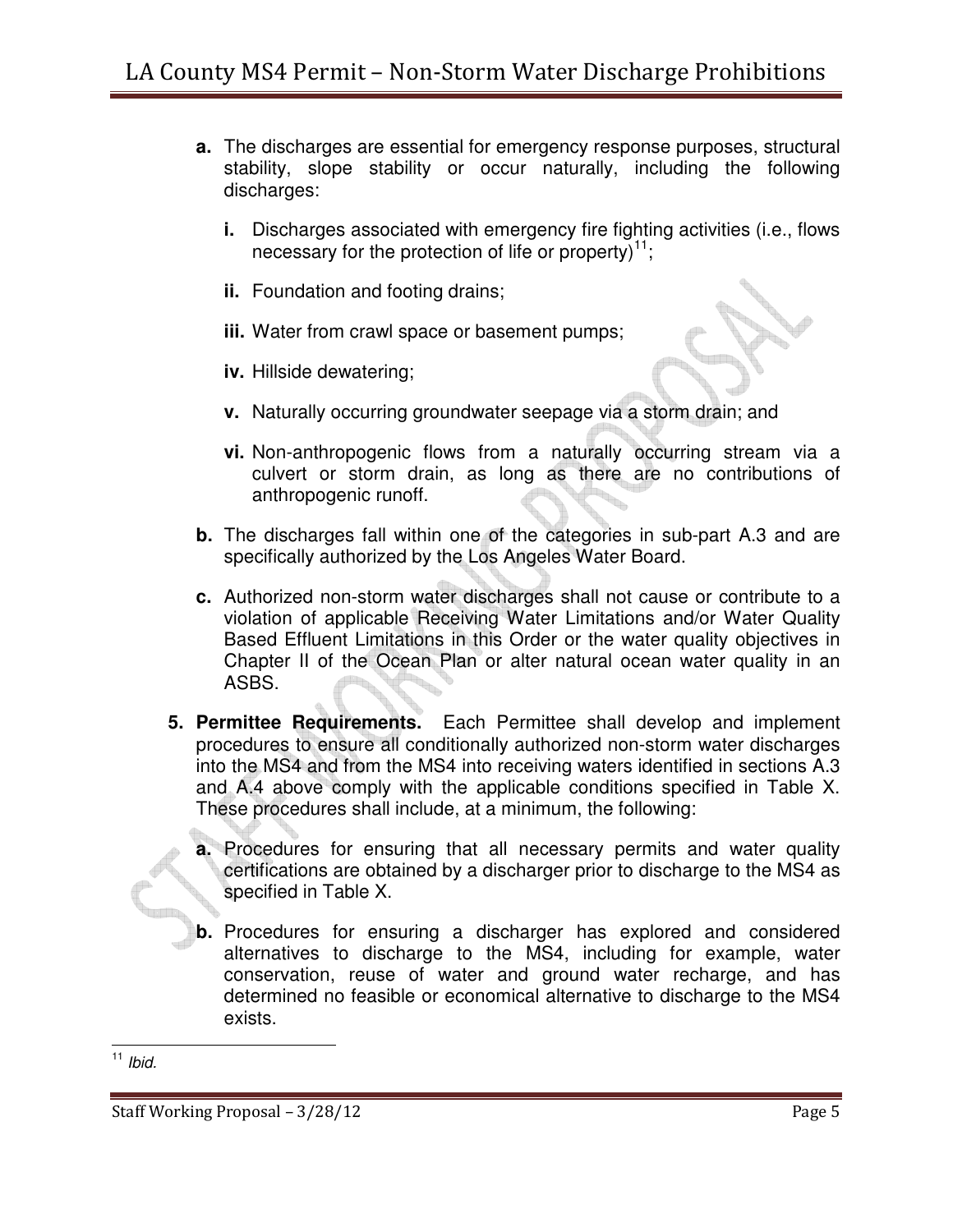**a.** The discharges are essential for emergency response purposes, structural stability, slope stability or occur naturally, including the following discharges:

   **i.** Discharges associated with emergency fire fighting activities (i.e., flows necessary for the protection of life or property)[11];

   **ii.** Foundation and footing drains;

   **iii.** Water from crawl space or basement pumps;

   **iv.** Hillside dewatering;

   **v.** Naturally occurring groundwater seepage via a storm drain; and

   **vi.** Non-anthropogenic flows from a naturally occurring stream via a culvert or storm drain, as long as there are no contributions of anthropogenic runoff.

**b.** The discharges fall within one of the categories in sub-part A.3 and are specifically authorized by the Los Angeles Water Board.

**c.** Authorized non-storm water discharges shall not cause or contribute to a violation of applicable Receiving Water Limitations and/or Water Quality Based Effluent Limitations in this Order or the water quality objectives in Chapter II of the Ocean Plan or alter natural ocean water quality in an ASBS.

**5. Permittee Requirements.** Each Permittee shall develop and implement procedures to ensure all conditionally authorized non-storm water discharges into the MS4 and from the MS4 into receiving waters identified in sections A.3 and A.4 above comply with the applicable conditions specified in Table X. These procedures shall include, at a minimum, the following:

**a.** Procedures for ensuring that all necessary permits and water quality certifications are obtained by a discharger prior to discharge to the MS4 as specified in Table X.

**b.** Procedures for ensuring a discharger has explored and considered alternatives to discharge to the MS4, including for example, water conservation, reuse of water and ground water recharge, and has determined no feasible or economical alternative to discharge to the MS4 exists.

---

[11] *Ibid.*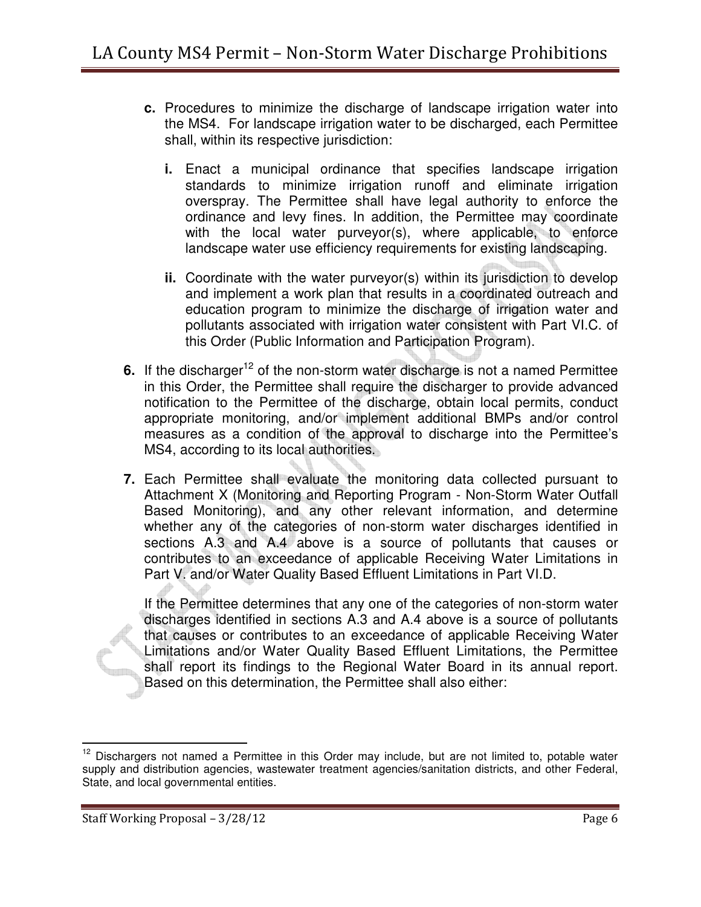**c.** Procedures to minimize the discharge of landscape irrigation water into the MS4. For landscape irrigation water to be discharged, each Permittee shall, within its respective jurisdiction:

**i.** Enact a municipal ordinance that specifies landscape irrigation standards to minimize irrigation runoff and eliminate irrigation overspray. The Permittee shall have legal authority to enforce the ordinance and levy fines. In addition, the Permittee may coordinate with the local water purveyor(s), where applicable, to enforce landscape water use efficiency requirements for existing landscaping.

**ii.** Coordinate with the water purveyor(s) within its jurisdiction to develop and implement a work plan that results in a coordinated outreach and education program to minimize the discharge of irrigation water and pollutants associated with irrigation water consistent with Part VI.C. of this Order (Public Information and Participation Program).

**6.** If the discharger[12] of the non-storm water discharge is not a named Permittee in this Order, the Permittee shall require the discharger to provide advanced notification to the Permittee of the discharge, obtain local permits, conduct appropriate monitoring, and/or implement additional BMPs and/or control measures as a condition of the approval to discharge into the Permittee's MS4, according to its local authorities.

**7.** Each Permittee shall evaluate the monitoring data collected pursuant to Attachment X (Monitoring and Reporting Program - Non-Storm Water Outfall Based Monitoring), and any other relevant information, and determine whether any of the categories of non-storm water discharges identified in sections A.3 and A.4 above is a source of pollutants that causes or contributes to an exceedance of applicable Receiving Water Limitations in Part V. and/or Water Quality Based Effluent Limitations in Part VI.D.

If the Permittee determines that any one of the categories of non-storm water discharges identified in sections A.3 and A.4 above is a source of pollutants that causes or contributes to an exceedance of applicable Receiving Water Limitations and/or Water Quality Based Effluent Limitations, the Permittee shall report its findings to the Regional Water Board in its annual report. Based on this determination, the Permittee shall also either:

---

[12] Dischargers not named a Permittee in this Order may include, but are not limited to, potable water supply and distribution agencies, wastewater treatment agencies/sanitation districts, and other Federal, State, and local governmental entities.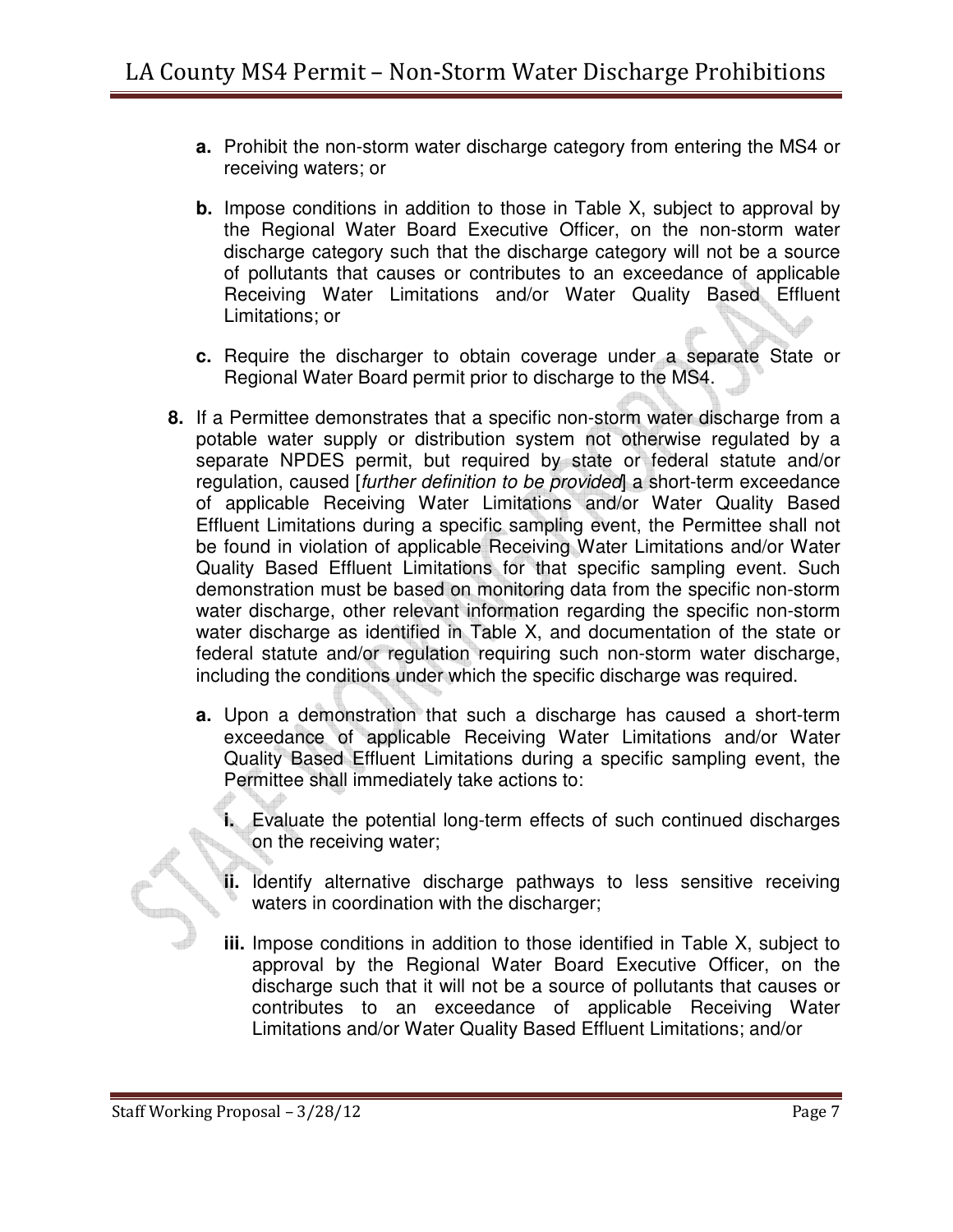- **a.** Prohibit the non-storm water discharge category from entering the MS4 or receiving waters; or

- **b.** Impose conditions in addition to those in Table X, subject to approval by the Regional Water Board Executive Officer, on the non-storm water discharge category such that the discharge category will not be a source of pollutants that causes or contributes to an exceedance of applicable Receiving Water Limitations and/or Water Quality Based Effluent Limitations; or

- **c.** Require the discharger to obtain coverage under a separate State or Regional Water Board permit prior to discharge to the MS4.

**8.** If a Permittee demonstrates that a specific non-storm water discharge from a potable water supply or distribution system not otherwise regulated by a separate NPDES permit, but required by state or federal statute and/or regulation, caused [*further definition to be provided*] a short-term exceedance of applicable Receiving Water Limitations and/or Water Quality Based Effluent Limitations during a specific sampling event, the Permittee shall not be found in violation of applicable Receiving Water Limitations and/or Water Quality Based Effluent Limitations for that specific sampling event. Such demonstration must be based on monitoring data from the specific non-storm water discharge, other relevant information regarding the specific non-storm water discharge as identified in Table X, and documentation of the state or federal statute and/or regulation requiring such non-storm water discharge, including the conditions under which the specific discharge was required.

- **a.** Upon a demonstration that such a discharge has caused a short-term exceedance of applicable Receiving Water Limitations and/or Water Quality Based Effluent Limitations during a specific sampling event, the Permittee shall immediately take actions to:

  - **i.** Evaluate the potential long-term effects of such continued discharges on the receiving water;

  - **ii.** Identify alternative discharge pathways to less sensitive receiving waters in coordination with the discharger;

  - **iii.** Impose conditions in addition to those identified in Table X, subject to approval by the Regional Water Board Executive Officer, on the discharge such that it will not be a source of pollutants that causes or contributes to an exceedance of applicable Receiving Water Limitations and/or Water Quality Based Effluent Limitations; and/or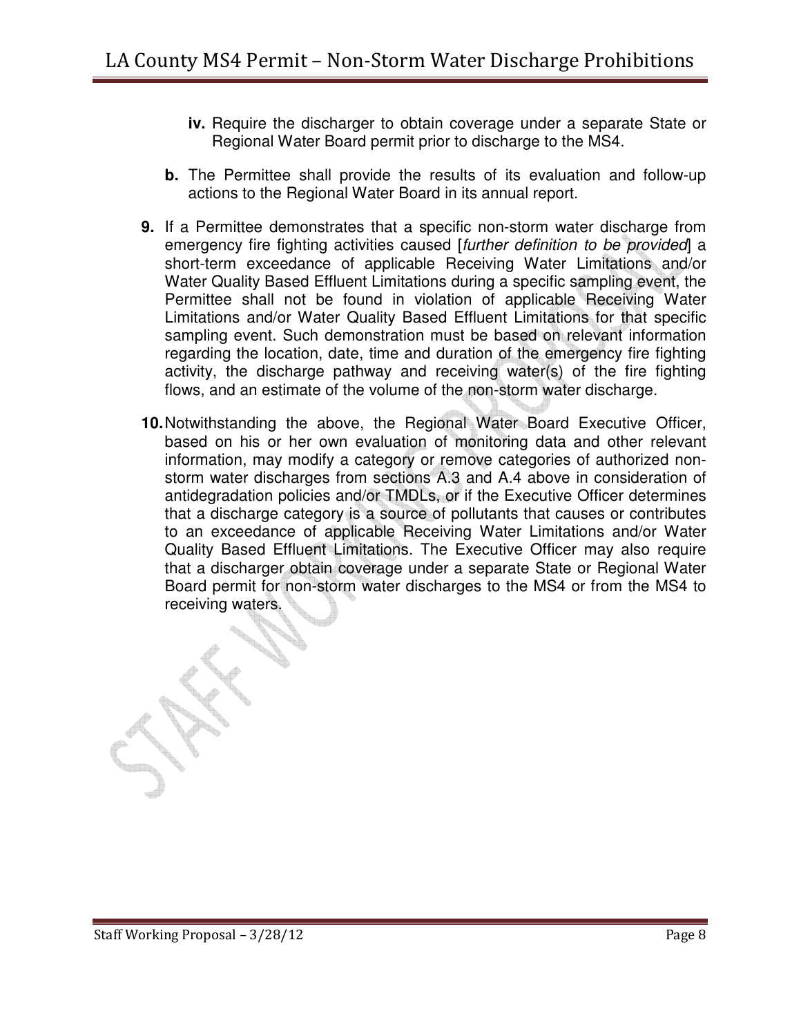- **iv.** Require the discharger to obtain coverage under a separate State or Regional Water Board permit prior to discharge to the MS4.

   **b.** The Permittee shall provide the results of its evaluation and follow-up actions to the Regional Water Board in its annual report.

**9.** If a Permittee demonstrates that a specific non-storm water discharge from emergency fire fighting activities caused [*further definition to be provided*] a short-term exceedance of applicable Receiving Water Limitations and/or Water Quality Based Effluent Limitations during a specific sampling event, the Permittee shall not be found in violation of applicable Receiving Water Limitations and/or Water Quality Based Effluent Limitations for that specific sampling event. Such demonstration must be based on relevant information regarding the location, date, time and duration of the emergency fire fighting activity, the discharge pathway and receiving water(s) of the fire fighting flows, and an estimate of the volume of the non-storm water discharge.

**10.** Notwithstanding the above, the Regional Water Board Executive Officer, based on his or her own evaluation of monitoring data and other relevant information, may modify a category or remove categories of authorized non-storm water discharges from sections A.3 and A.4 above in consideration of antidegradation policies and/or TMDLs, or if the Executive Officer determines that a discharge category is a source of pollutants that causes or contributes to an exceedance of applicable Receiving Water Limitations and/or Water Quality Based Effluent Limitations. The Executive Officer may also require that a discharger obtain coverage under a separate State or Regional Water Board permit for non-storm water discharges to the MS4 or from the MS4 to receiving waters.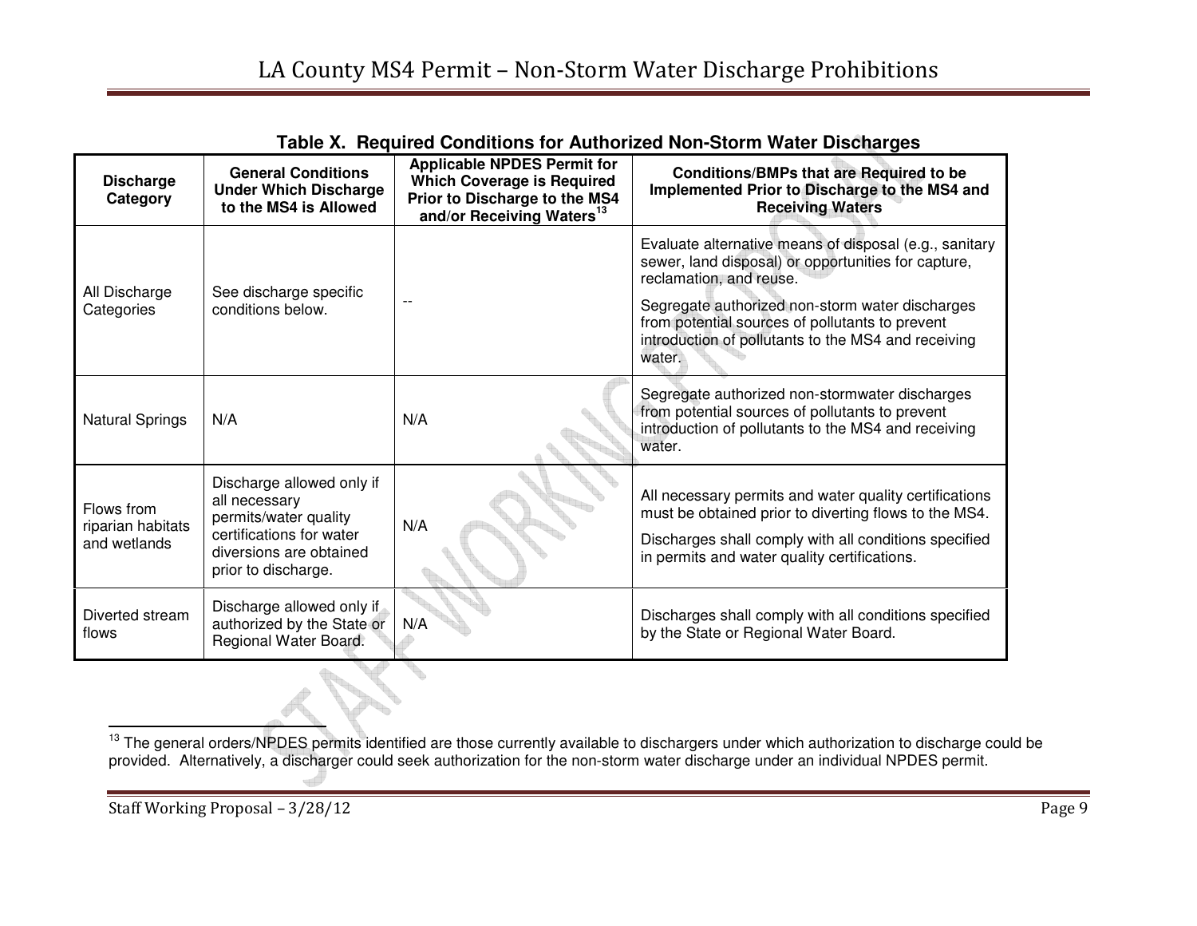**Table X. Required Conditions for Authorized Non-Storm Water Discharges**

| Discharge Category | General Conditions Under Which Discharge to the MS4 is Allowed | Applicable NPDES Permit for Which Coverage is Required Prior to Discharge to the MS4 and/or Receiving Waters[13] | Conditions/BMPs that are Required to be Implemented Prior to Discharge to the MS4 and Receiving Waters |
|---|---|---|---|
| All Discharge Categories | See discharge specific conditions below. | -- | Evaluate alternative means of disposal (e.g., sanitary sewer, land disposal) or opportunities for capture, reclamation, and reuse.<br><br>Segregate authorized non-storm water discharges from potential sources of pollutants to prevent introduction of pollutants to the MS4 and receiving water. |
| Natural Springs | N/A | N/A | Segregate authorized non-stormwater discharges from potential sources of pollutants to prevent introduction of pollutants to the MS4 and receiving water. |
| Flows from riparian habitats and wetlands | Discharge allowed only if all necessary permits/water quality certifications for water diversions are obtained prior to discharge. | N/A | All necessary permits and water quality certifications must be obtained prior to diverting flows to the MS4.<br><br>Discharges shall comply with all conditions specified in permits and water quality certifications. |
| Diverted stream flows | Discharge allowed only if authorized by the State or Regional Water Board. | N/A | Discharges shall comply with all conditions specified by the State or Regional Water Board. |

[13] The general orders/NPDES permits identified are those currently available to dischargers under which authorization to discharge could be provided. Alternatively, a discharger could seek authorization for the non-storm water discharge under an individual NPDES permit.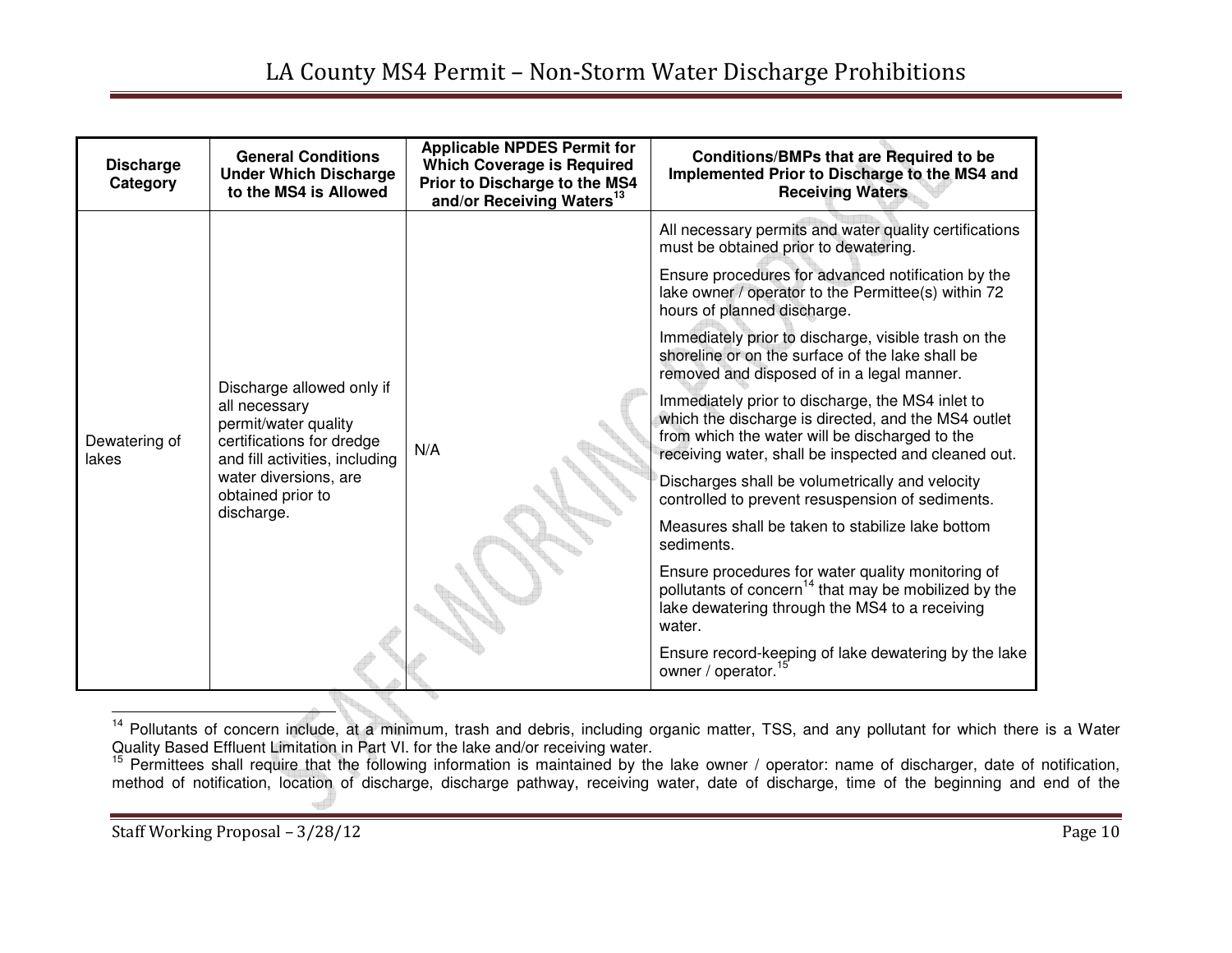| Discharge Category | General Conditions Under Which Discharge to the MS4 is Allowed | Applicable NPDES Permit for Which Coverage is Required Prior to Discharge to the MS4 and/or Receiving Waters[13] | Conditions/BMPs that are Required to be Implemented Prior to Discharge to the MS4 and Receiving Waters |
|---|---|---|---|
| Dewatering of lakes | Discharge allowed only if all necessary permit/water quality certifications for dredge and fill activities, including water diversions, are obtained prior to discharge. | N/A | All necessary permits and water quality certifications must be obtained prior to dewatering.<br><br>Ensure procedures for advanced notification by the lake owner / operator to the Permittee(s) within 72 hours of planned discharge.<br><br>Immediately prior to discharge, visible trash on the shoreline or on the surface of the lake shall be removed and disposed of in a legal manner.<br><br>Immediately prior to discharge, the MS4 inlet to which the discharge is directed, and the MS4 outlet from which the water will be discharged to the receiving water, shall be inspected and cleaned out.<br><br>Discharges shall be volumetrically and velocity controlled to prevent resuspension of sediments.<br><br>Measures shall be taken to stabilize lake bottom sediments.<br><br>Ensure procedures for water quality monitoring of pollutants of concern[14] that may be mobilized by the lake dewatering through the MS4 to a receiving water.<br><br>Ensure record-keeping of lake dewatering by the lake owner / operator.[15] |

[14] Pollutants of concern include, at a minimum, trash and debris, including organic matter, TSS, and any pollutant for which there is a Water Quality Based Effluent Limitation in Part VI. for the lake and/or receiving water.

[15] Permittees shall require that the following information is maintained by the lake owner / operator: name of discharger, date of notification, method of notification, location of discharge, discharge pathway, receiving water, date of discharge, time of the beginning and end of the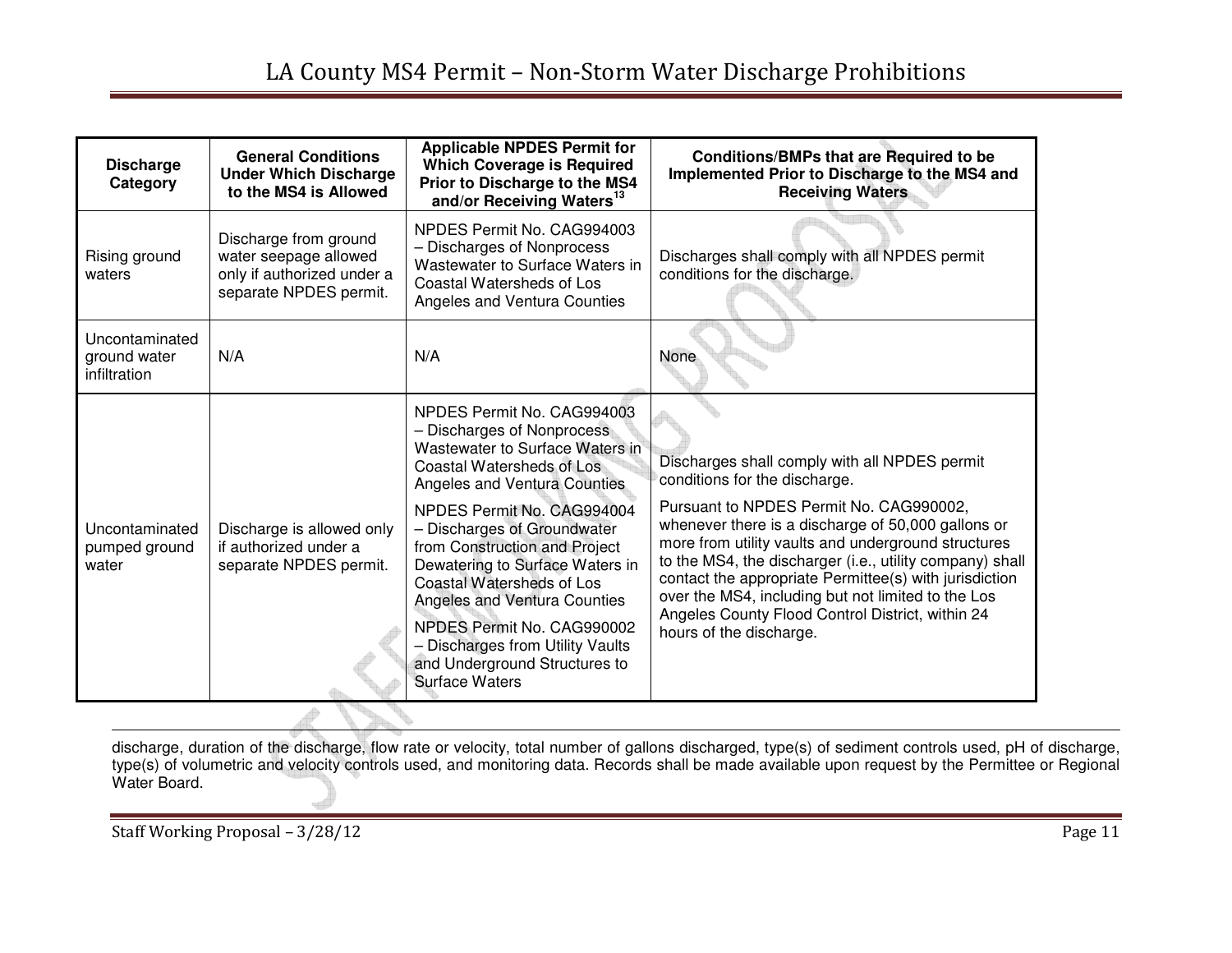| Discharge Category | General Conditions Under Which Discharge to the MS4 is Allowed | Applicable NPDES Permit for Which Coverage is Required Prior to Discharge to the MS4 and/or Receiving Waters[13] | Conditions/BMPs that are Required to be Implemented Prior to Discharge to the MS4 and Receiving Waters |
|---|---|---|---|
| Rising ground waters | Discharge from ground water seepage allowed only if authorized under a separate NPDES permit. | NPDES Permit No. CAG994003 – Discharges of Nonprocess Wastewater to Surface Waters in Coastal Watersheds of Los Angeles and Ventura Counties | Discharges shall comply with all NPDES permit conditions for the discharge. |
| Uncontaminated ground water infiltration | N/A | N/A | None |
| Uncontaminated pumped ground water | Discharge is allowed only if authorized under a separate NPDES permit. | NPDES Permit No. CAG994003 – Discharges of Nonprocess Wastewater to Surface Waters in Coastal Watersheds of Los Angeles and Ventura Counties<br><br>NPDES Permit No. CAG994004 – Discharges of Groundwater from Construction and Project Dewatering to Surface Waters in Coastal Watersheds of Los Angeles and Ventura Counties<br><br>NPDES Permit No. CAG990002 – Discharges from Utility Vaults and Underground Structures to Surface Waters | Discharges shall comply with all NPDES permit conditions for the discharge.<br><br>Pursuant to NPDES Permit No. CAG990002, whenever there is a discharge of 50,000 gallons or more from utility vaults and underground structures to the MS4, the discharger (i.e., utility company) shall contact the appropriate Permittee(s) with jurisdiction over the MS4, including but not limited to the Los Angeles County Flood Control District, within 24 hours of the discharge. |

discharge, duration of the discharge, flow rate or velocity, total number of gallons discharged, type(s) of sediment controls used, pH of discharge, type(s) of volumetric and velocity controls used, and monitoring data. Records shall be made available upon request by the Permittee or Regional Water Board.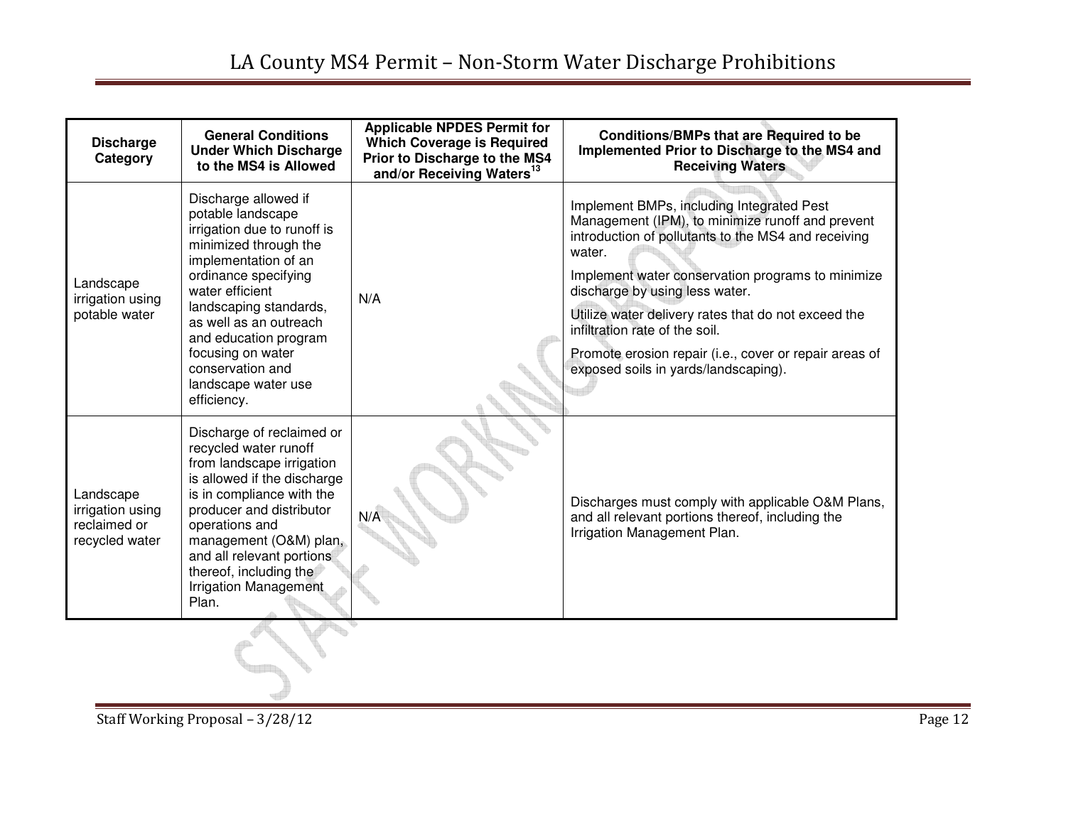| Discharge Category | General Conditions Under Which Discharge to the MS4 is Allowed | Applicable NPDES Permit for Which Coverage is Required Prior to Discharge to the MS4 and/or Receiving Waters[13] | Conditions/BMPs that are Required to be Implemented Prior to Discharge to the MS4 and Receiving Waters |
|---|---|---|---|
| Landscape irrigation using potable water | Discharge allowed if potable landscape irrigation due to runoff is minimized through the implementation of an ordinance specifying water efficient landscaping standards, as well as an outreach and education program focusing on water conservation and landscape water use efficiency. | N/A | Implement BMPs, including Integrated Pest Management (IPM), to minimize runoff and prevent introduction of pollutants to the MS4 and receiving water.<br><br>Implement water conservation programs to minimize discharge by using less water.<br><br>Utilize water delivery rates that do not exceed the infiltration rate of the soil.<br><br>Promote erosion repair (i.e., cover or repair areas of exposed soils in yards/landscaping). |
| Landscape irrigation using reclaimed or recycled water | Discharge of reclaimed or recycled water runoff from landscape irrigation is allowed if the discharge is in compliance with the producer and distributor operations and management (O&M) plan, and all relevant portions thereof, including the Irrigation Management Plan. | N/A | Discharges must comply with applicable O&M Plans, and all relevant portions thereof, including the Irrigation Management Plan. |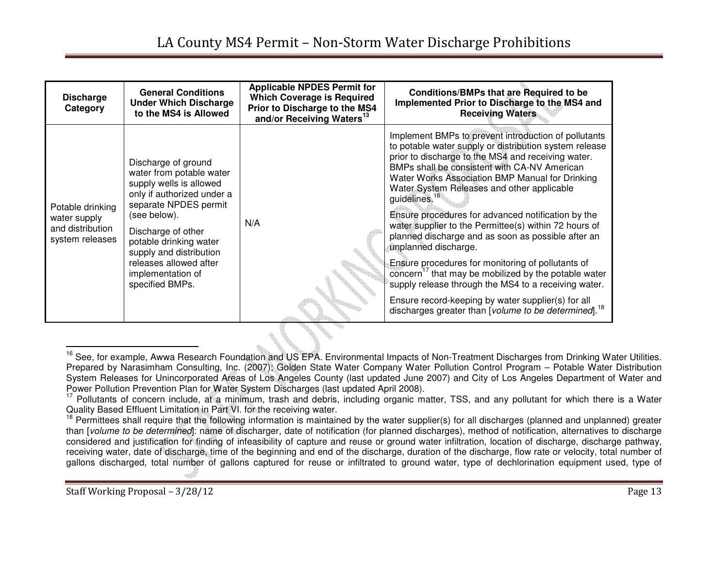| Discharge Category | General Conditions Under Which Discharge to the MS4 is Allowed | Applicable NPDES Permit for Which Coverage is Required Prior to Discharge to the MS4 and/or Receiving Waters[13] | Conditions/BMPs that are Required to be Implemented Prior to Discharge to the MS4 and Receiving Waters |
|---|---|---|---|
| Potable drinking water supply and distribution system releases | Discharge of ground water from potable water supply wells is allowed only if authorized under a separate NPDES permit (see below).<br><br>Discharge of other potable drinking water supply and distribution releases allowed after implementation of specified BMPs. | N/A | Implement BMPs to prevent introduction of pollutants to potable water supply or distribution system release prior to discharge to the MS4 and receiving water. BMPs shall be consistent with CA-NV American Water Works Association BMP Manual for Drinking Water System Releases and other applicable guidelines.[16]<br><br>Ensure procedures for advanced notification by the water supplier to the Permittee(s) within 72 hours of planned discharge and as soon as possible after an unplanned discharge.<br><br>Ensure procedures for monitoring of pollutants of concern[17] that may be mobilized by the potable water supply release through the MS4 to a receiving water.<br><br>Ensure record-keeping by water supplier(s) for all discharges greater than [*volume to be determined*].[18] |

[16] See, for example, Awwa Research Foundation and US EPA. Environmental Impacts of Non-Treatment Discharges from Drinking Water Utilities. Prepared by Narasimham Consulting, Inc. (2007); Golden State Water Company Water Pollution Control Program – Potable Water Distribution System Releases for Unincorporated Areas of Los Angeles County (last updated June 2007) and City of Los Angeles Department of Water and Power Pollution Prevention Plan for Water System Discharges (last updated April 2008).

[17] Pollutants of concern include, at a minimum, trash and debris, including organic matter, TSS, and any pollutant for which there is a Water Quality Based Effluent Limitation in Part VI. for the receiving water.

[18] Permittees shall require that the following information is maintained by the water supplier(s) for all discharges (planned and unplanned) greater than [*volume to be determined*]: name of discharger, date of notification (for planned discharges), method of notification, alternatives to discharge considered and justification for finding of infeasibility of capture and reuse or ground water infiltration, location of discharge, discharge pathway, receiving water, date of discharge, time of the beginning and end of the discharge, duration of the discharge, flow rate or velocity, total number of gallons discharged, total number of gallons captured for reuse or infiltrated to ground water, type of dechlorination equipment used, type of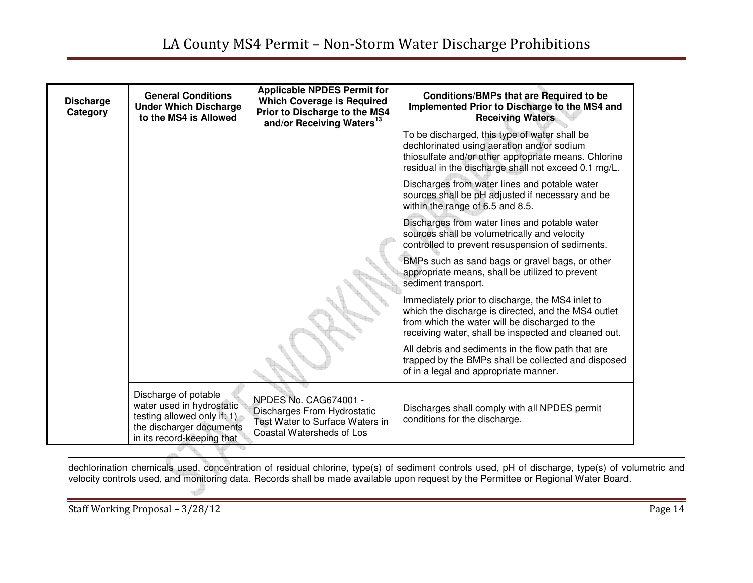| Discharge Category | General Conditions Under Which Discharge to the MS4 is Allowed | Applicable NPDES Permit for Which Coverage is Required Prior to Discharge to the MS4 and/or Receiving Waters[13] | Conditions/BMPs that are Required to be Implemented Prior to Discharge to the MS4 and Receiving Waters |
|---|---|---|---|
| | | | To be discharged, this type of water shall be dechlorinated using aeration and/or sodium thiosulfate and/or other appropriate means. Chlorine residual in the discharge shall not exceed 0.1 mg/L.<br><br>Discharges from water lines and potable water sources shall be pH adjusted if necessary and be within the range of 6.5 and 8.5.<br><br>Discharges from water lines and potable water sources shall be volumetrically and velocity controlled to prevent resuspension of sediments.<br><br>BMPs such as sand bags or gravel bags, or other appropriate means, shall be utilized to prevent sediment transport.<br><br>Immediately prior to discharge, the MS4 inlet to which the discharge is directed, and the MS4 outlet from which the water will be discharged to the receiving water, shall be inspected and cleaned out.<br><br>All debris and sediments in the flow path that are trapped by the BMPs shall be collected and disposed of in a legal and appropriate manner. |
| | Discharge of potable water used in hydrostatic testing allowed only if: 1) the discharger documents in its record-keeping that | NPDES No. CAG674001 - Discharges From Hydrostatic Test Water to Surface Waters in Coastal Watersheds of Los | Discharges shall comply with all NPDES permit conditions for the discharge. |

dechlorination chemicals used, concentration of residual chlorine, type(s) of sediment controls used, pH of discharge, type(s) of volumetric and velocity controls used, and monitoring data. Records shall be made available upon request by the Permittee or Regional Water Board.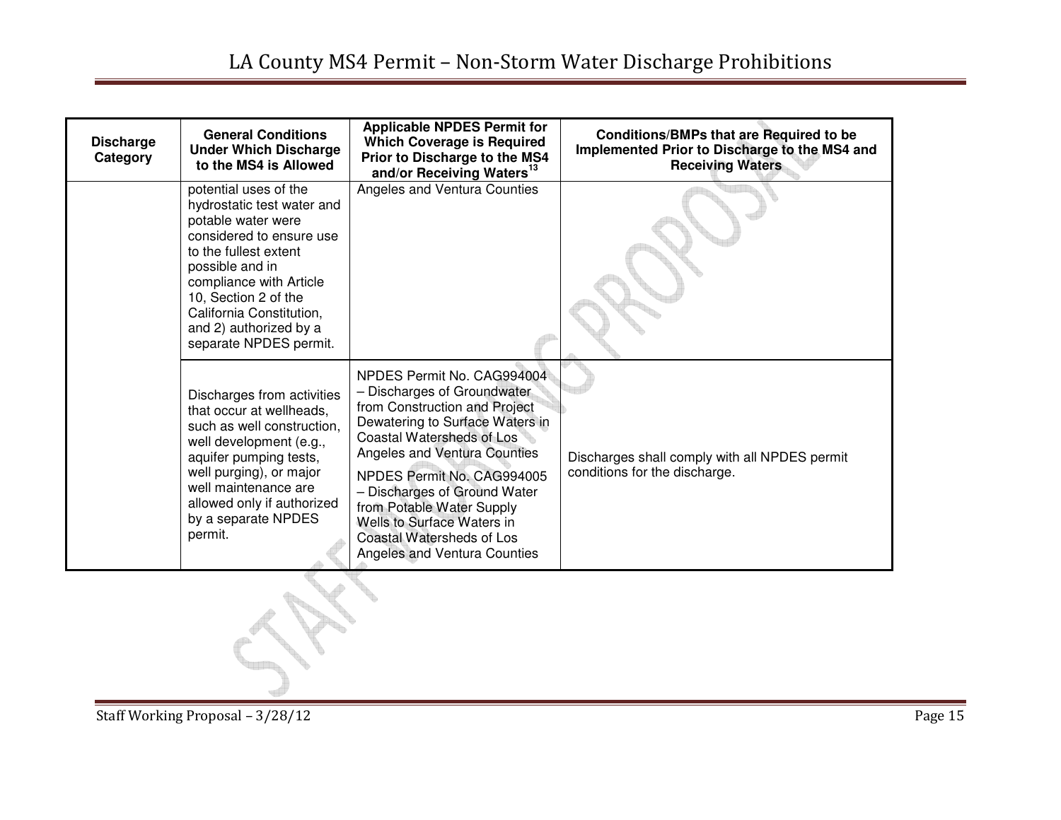| Discharge Category | General Conditions Under Which Discharge to the MS4 is Allowed | Applicable NPDES Permit for Which Coverage is Required Prior to Discharge to the MS4 and/or Receiving Waters[13] | Conditions/BMPs that are Required to be Implemented Prior to Discharge to the MS4 and Receiving Waters |
|---|---|---|---|
| | potential uses of the hydrostatic test water and potable water were considered to ensure use to the fullest extent possible and in compliance with Article 10, Section 2 of the California Constitution, and 2) authorized by a separate NPDES permit. | Angeles and Ventura Counties | |
| | Discharges from activities that occur at wellheads, such as well construction, well development (e.g., aquifer pumping tests, well purging), or major well maintenance are allowed only if authorized by a separate NPDES permit. | NPDES Permit No. CAG994004 – Discharges of Groundwater from Construction and Project Dewatering to Surface Waters in Coastal Watersheds of Los Angeles and Ventura Counties<br><br>NPDES Permit No. CAG994005 – Discharges of Ground Water from Potable Water Supply Wells to Surface Waters in Coastal Watersheds of Los Angeles and Ventura Counties | Discharges shall comply with all NPDES permit conditions for the discharge. |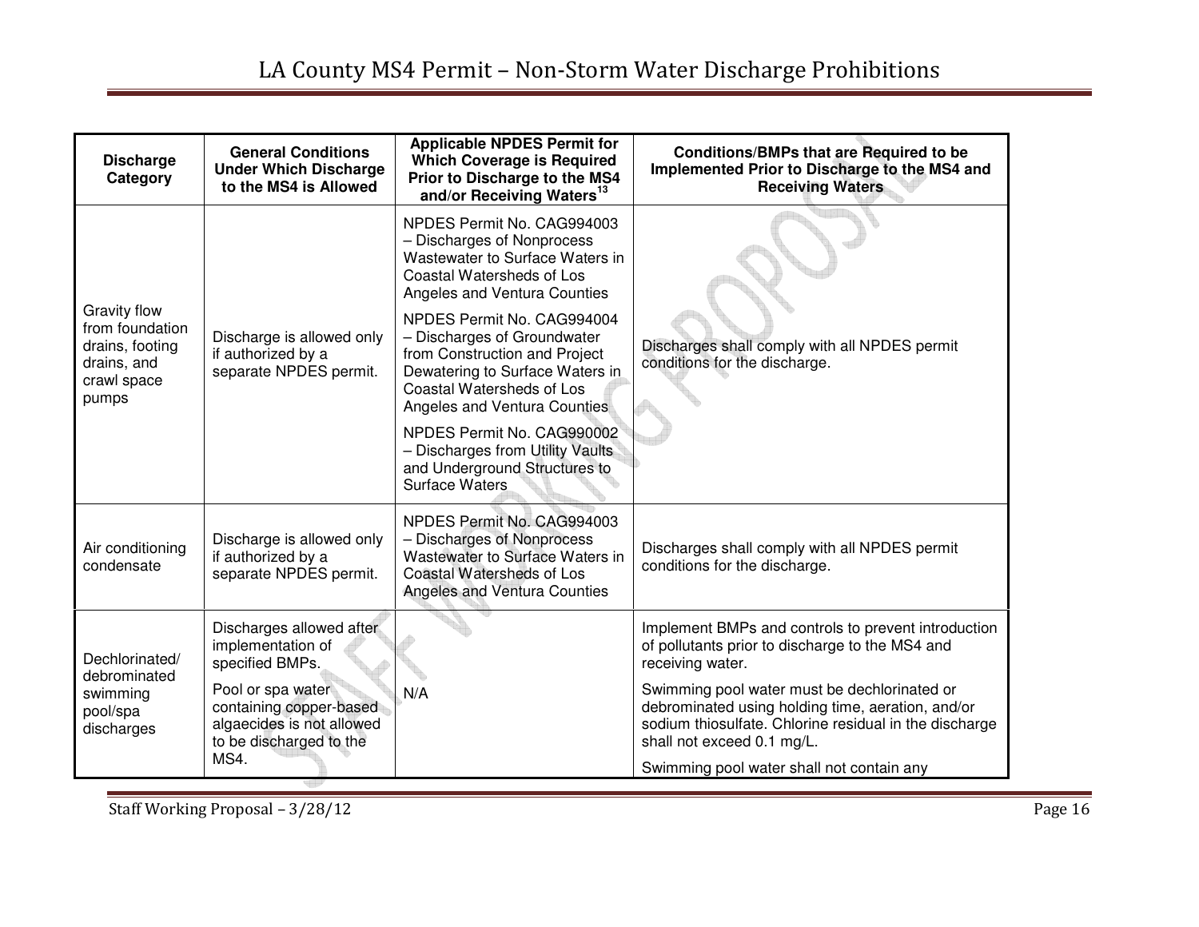| Discharge Category | General Conditions Under Which Discharge to the MS4 is Allowed | Applicable NPDES Permit for Which Coverage is Required Prior to Discharge to the MS4 and/or Receiving Waters[13] | Conditions/BMPs that are Required to be Implemented Prior to Discharge to the MS4 and Receiving Waters |
|---|---|---|---|
| Gravity flow from foundation drains, footing drains, and crawl space pumps | Discharge is allowed only if authorized by a separate NPDES permit. | NPDES Permit No. CAG994003 – Discharges of Nonprocess Wastewater to Surface Waters in Coastal Watersheds of Los Angeles and Ventura Counties<br><br>NPDES Permit No. CAG994004 – Discharges of Groundwater from Construction and Project Dewatering to Surface Waters in Coastal Watersheds of Los Angeles and Ventura Counties<br><br>NPDES Permit No. CAG990002 – Discharges from Utility Vaults and Underground Structures to Surface Waters | Discharges shall comply with all NPDES permit conditions for the discharge. |
| Air conditioning condensate | Discharge is allowed only if authorized by a separate NPDES permit. | NPDES Permit No. CAG994003 – Discharges of Nonprocess Wastewater to Surface Waters in Coastal Watersheds of Los Angeles and Ventura Counties | Discharges shall comply with all NPDES permit conditions for the discharge. |
| Dechlorinated/ debrominated swimming pool/spa discharges | Discharges allowed after implementation of specified BMPs.<br><br>Pool or spa water containing copper-based algaecides is not allowed to be discharged to the MS4. | N/A | Implement BMPs and controls to prevent introduction of pollutants prior to discharge to the MS4 and receiving water.<br><br>Swimming pool water must be dechlorinated or debrominated using holding time, aeration, and/or sodium thiosulfate. Chlorine residual in the discharge shall not exceed 0.1 mg/L.<br><br>Swimming pool water shall not contain any |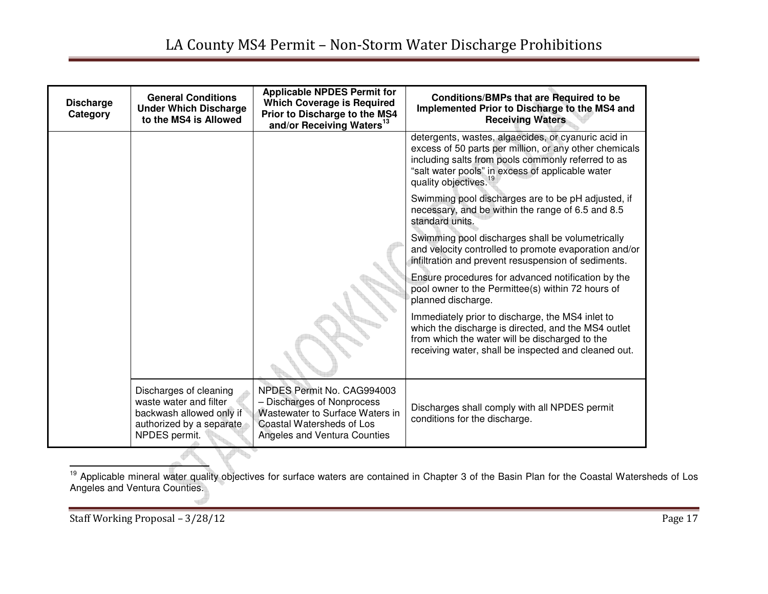| Discharge Category | General Conditions Under Which Discharge to the MS4 is Allowed | Applicable NPDES Permit for Which Coverage is Required Prior to Discharge to the MS4 and/or Receiving Waters[13] | Conditions/BMPs that are Required to be Implemented Prior to Discharge to the MS4 and Receiving Waters |
|---|---|---|---|
| | | | detergents, wastes, algaecides, or cyanuric acid in excess of 50 parts per million, or any other chemicals including salts from pools commonly referred to as "salt water pools" in excess of applicable water quality objectives.[19]<br><br>Swimming pool discharges are to be pH adjusted, if necessary, and be within the range of 6.5 and 8.5 standard units.<br><br>Swimming pool discharges shall be volumetrically and velocity controlled to promote evaporation and/or infiltration and prevent resuspension of sediments.<br><br>Ensure procedures for advanced notification by the pool owner to the Permittee(s) within 72 hours of planned discharge.<br><br>Immediately prior to discharge, the MS4 inlet to which the discharge is directed, and the MS4 outlet from which the water will be discharged to the receiving water, shall be inspected and cleaned out. |
| | Discharges of cleaning waste water and filter backwash allowed only if authorized by a separate NPDES permit. | NPDES Permit No. CAG994003 – Discharges of Nonprocess Wastewater to Surface Waters in Coastal Watersheds of Los Angeles and Ventura Counties | Discharges shall comply with all NPDES permit conditions for the discharge. |

[19] Applicable mineral water quality objectives for surface waters are contained in Chapter 3 of the Basin Plan for the Coastal Watersheds of Los Angeles and Ventura Counties.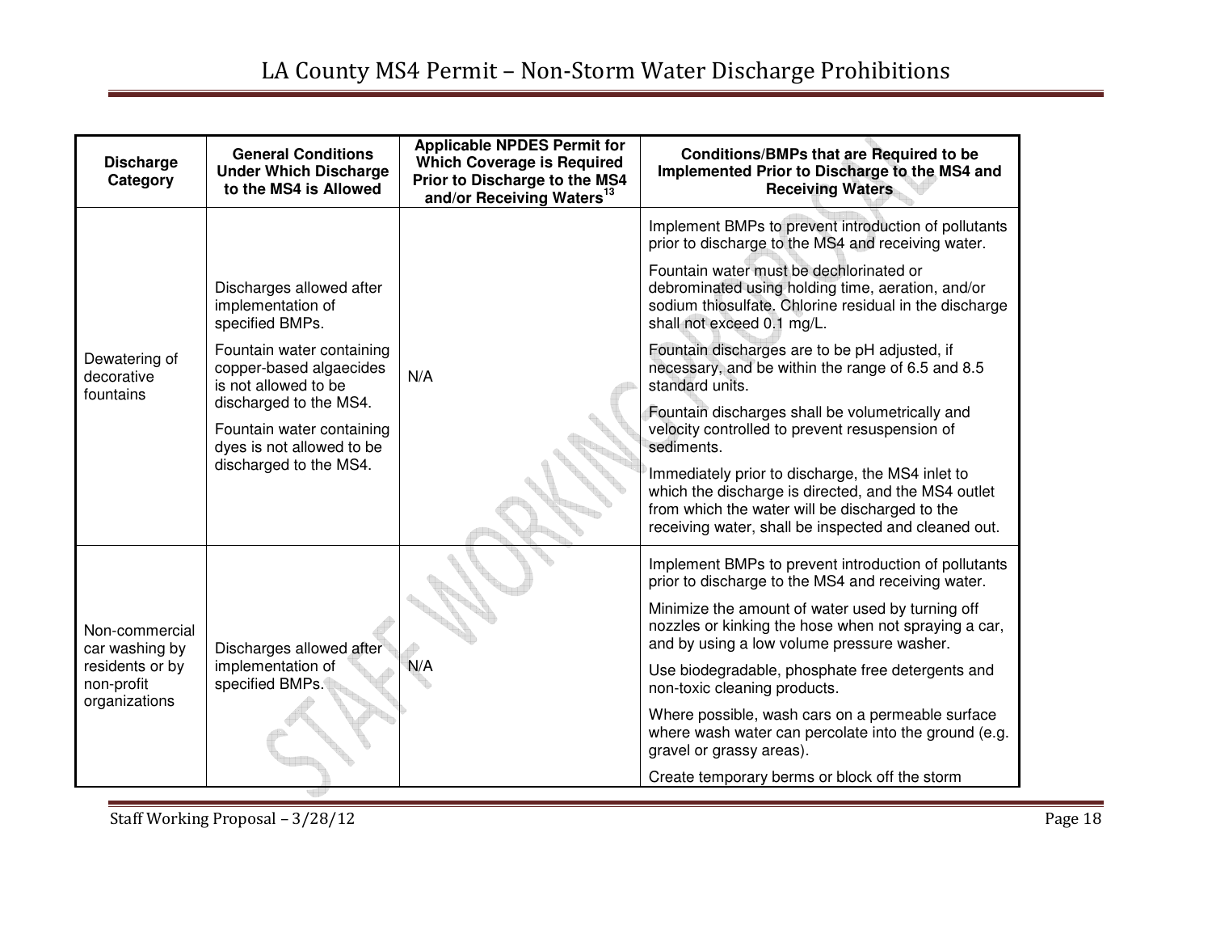| Discharge Category | General Conditions Under Which Discharge to the MS4 is Allowed | Applicable NPDES Permit for Which Coverage is Required Prior to Discharge to the MS4 and/or Receiving Waters[13] | Conditions/BMPs that are Required to be Implemented Prior to Discharge to the MS4 and Receiving Waters |
|---|---|---|---|
| Dewatering of decorative fountains | Discharges allowed after implementation of specified BMPs.<br><br>Fountain water containing copper-based algaecides is not allowed to be discharged to the MS4.<br><br>Fountain water containing dyes is not allowed to be discharged to the MS4. | N/A | Implement BMPs to prevent introduction of pollutants prior to discharge to the MS4 and receiving water.<br><br>Fountain water must be dechlorinated or debrominated using holding time, aeration, and/or sodium thiosulfate. Chlorine residual in the discharge shall not exceed 0.1 mg/L.<br><br>Fountain discharges are to be pH adjusted, if necessary, and be within the range of 6.5 and 8.5 standard units.<br><br>Fountain discharges shall be volumetrically and velocity controlled to prevent resuspension of sediments.<br><br>Immediately prior to discharge, the MS4 inlet to which the discharge is directed, and the MS4 outlet from which the water will be discharged to the receiving water, shall be inspected and cleaned out. |
| Non-commercial car washing by residents or by non-profit organizations | Discharges allowed after implementation of specified BMPs. | N/A | Implement BMPs to prevent introduction of pollutants prior to discharge to the MS4 and receiving water.<br><br>Minimize the amount of water used by turning off nozzles or kinking the hose when not spraying a car, and by using a low volume pressure washer.<br><br>Use biodegradable, phosphate free detergents and non-toxic cleaning products.<br><br>Where possible, wash cars on a permeable surface where wash water can percolate into the ground (e.g. gravel or grassy areas).<br><br>Create temporary berms or block off the storm |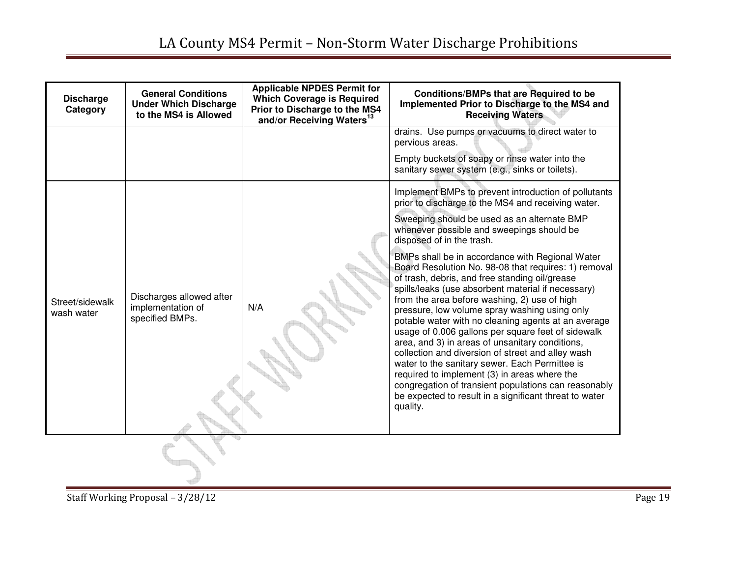| Discharge Category | General Conditions Under Which Discharge to the MS4 is Allowed | Applicable NPDES Permit for Which Coverage is Required Prior to Discharge to the MS4 and/or Receiving Waters[13] | Conditions/BMPs that are Required to be Implemented Prior to Discharge to the MS4 and Receiving Waters |
|---|---|---|---|
| | | | drains. Use pumps or vacuums to direct water to pervious areas.<br><br>Empty buckets of soapy or rinse water into the sanitary sewer system (e.g., sinks or toilets). |
| Street/sidewalk wash water | Discharges allowed after implementation of specified BMPs. | N/A | Implement BMPs to prevent introduction of pollutants prior to discharge to the MS4 and receiving water.<br><br>Sweeping should be used as an alternate BMP whenever possible and sweepings should be disposed of in the trash.<br><br>BMPs shall be in accordance with Regional Water Board Resolution No. 98-08 that requires: 1) removal of trash, debris, and free standing oil/grease spills/leaks (use absorbent material if necessary) from the area before washing, 2) use of high pressure, low volume spray washing using only potable water with no cleaning agents at an average usage of 0.006 gallons per square feet of sidewalk area, and 3) in areas of unsanitary conditions, collection and diversion of street and alley wash water to the sanitary sewer. Each Permittee is required to implement (3) in areas where the congregation of transient populations can reasonably be expected to result in a significant threat to water quality. |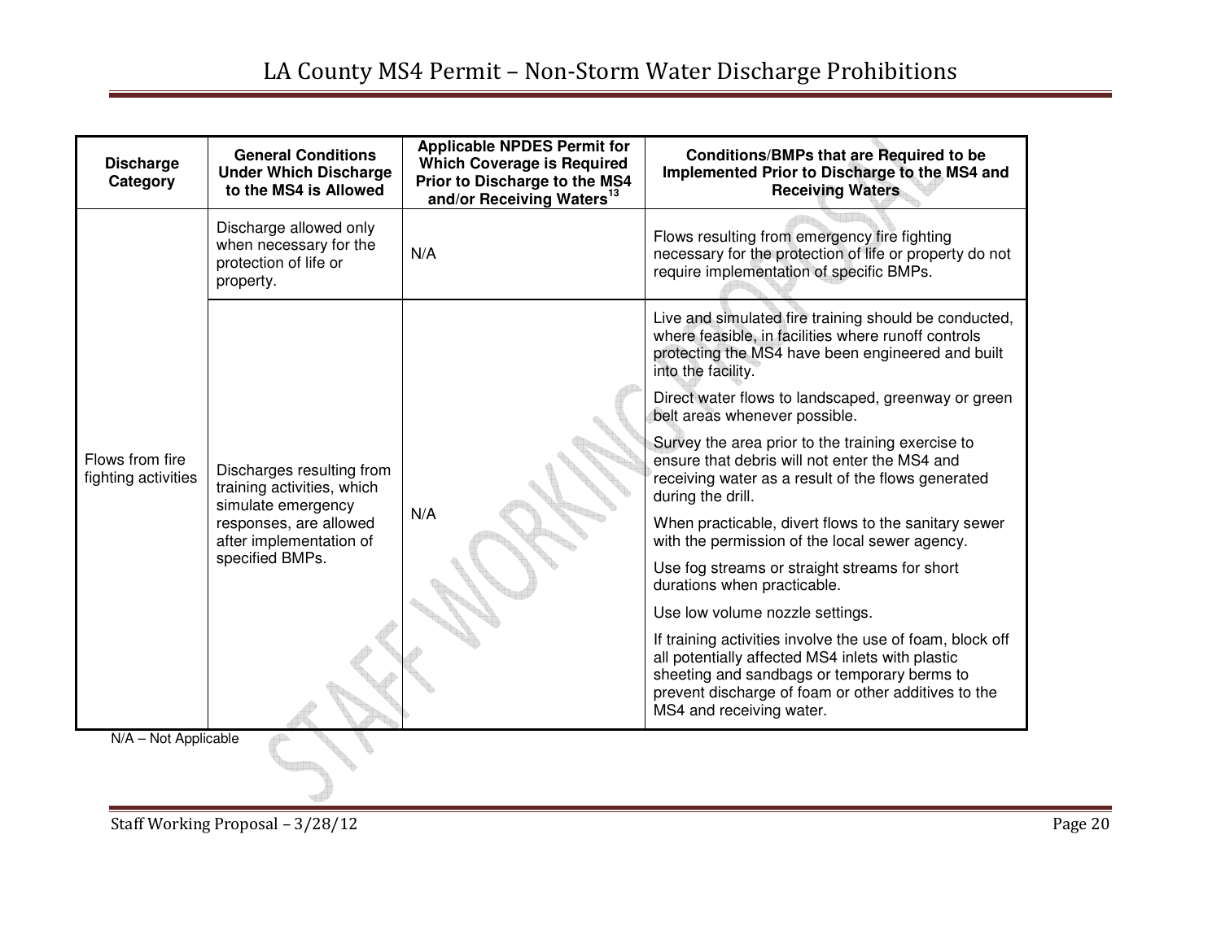| Discharge Category | General Conditions Under Which Discharge to the MS4 is Allowed | Applicable NPDES Permit for Which Coverage is Required Prior to Discharge to the MS4 and/or Receiving Waters[13] | Conditions/BMPs that are Required to be Implemented Prior to Discharge to the MS4 and Receiving Waters |
|---|---|---|---|
| Flows from fire fighting activities | Discharge allowed only when necessary for the protection of life or property. | N/A | Flows resulting from emergency fire fighting necessary for the protection of life or property do not require implementation of specific BMPs. |
| | Discharges resulting from training activities, which simulate emergency responses, are allowed after implementation of specified BMPs. | N/A | Live and simulated fire training should be conducted, where feasible, in facilities where runoff controls protecting the MS4 have been engineered and built into the facility.<br><br>Direct water flows to landscaped, greenway or green belt areas whenever possible.<br><br>Survey the area prior to the training exercise to ensure that debris will not enter the MS4 and receiving water as a result of the flows generated during the drill.<br><br>When practicable, divert flows to the sanitary sewer with the permission of the local sewer agency.<br><br>Use fog streams or straight streams for short durations when practicable.<br><br>Use low volume nozzle settings.<br><br>If training activities involve the use of foam, block off all potentially affected MS4 inlets with plastic sheeting and sandbags or temporary berms to prevent discharge of foam or other additives to the MS4 and receiving water. |

N/A – Not Applicable